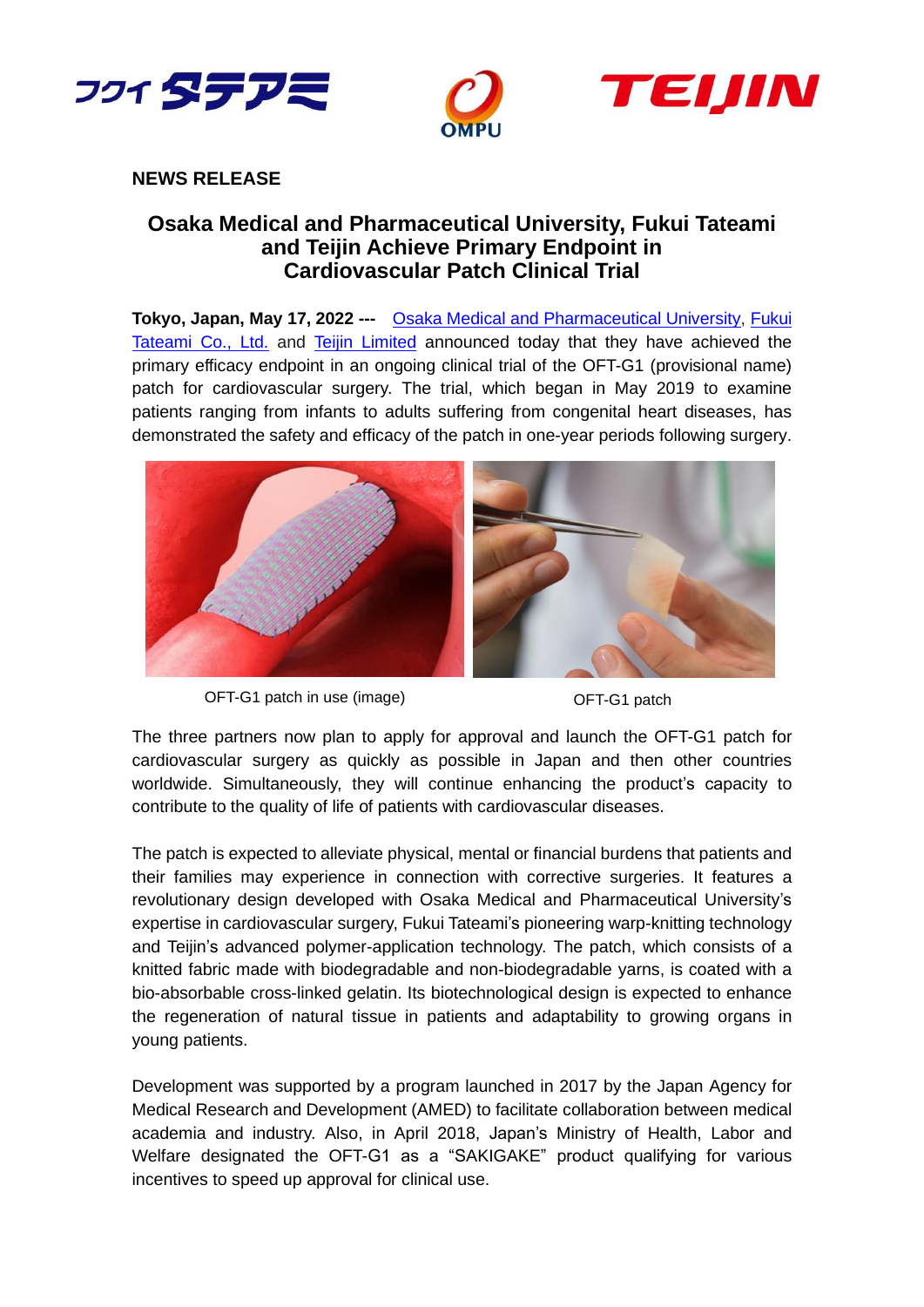**NEWS RELEASE**

# Osaka Medical and Pharmaceutical University, Fukui Tateami and Teijin Achieve Primary Endpoint in Cardiovascular Patch Clinical Trial

**Tokyo, Japan, May 17, 2022 ---** Osaka Medical and Pharmaceutical University, Fukui Tateami Co., Ltd. and Teijin Limited announced today that they have achieved the primary efficacy endpoint in an ongoing clinical trial of the OFT-G1 (provisional name) patch for cardiovascular surgery. The trial, which began in May 2019 to examine patients ranging from infants to adults suffering from congenital heart diseases, has demonstrated the safety and efficacy of the patch in one-year periods following surgery.

OFT-G1 patch in use (image)

OFT-G1 patch

The three partners now plan to apply for approval and launch the OFT-G1 patch for cardiovascular surgery as quickly as possible in Japan and then other countries worldwide. Simultaneously, they will continue enhancing the product's capacity to contribute to the quality of life of patients with cardiovascular diseases.

The patch is expected to alleviate physical, mental or financial burdens that patients and their families may experience in connection with corrective surgeries. It features a revolutionary design developed with Osaka Medical and Pharmaceutical University's expertise in cardiovascular surgery, Fukui Tateami's pioneering warp-knitting technology and Teijin's advanced polymer-application technology. The patch, which consists of a knitted fabric made with biodegradable and non-biodegradable yarns, is coated with a bio-absorbable cross-linked gelatin. Its biotechnological design is expected to enhance the regeneration of natural tissue in patients and adaptability to growing organs in young patients.

Development was supported by a program launched in 2017 by the Japan Agency for Medical Research and Development (AMED) to facilitate collaboration between medical academia and industry. Also, in April 2018, Japan's Ministry of Health, Labor and Welfare designated the OFT-G1 as a "SAKIGAKE" product qualifying for various incentives to speed up approval for clinical use.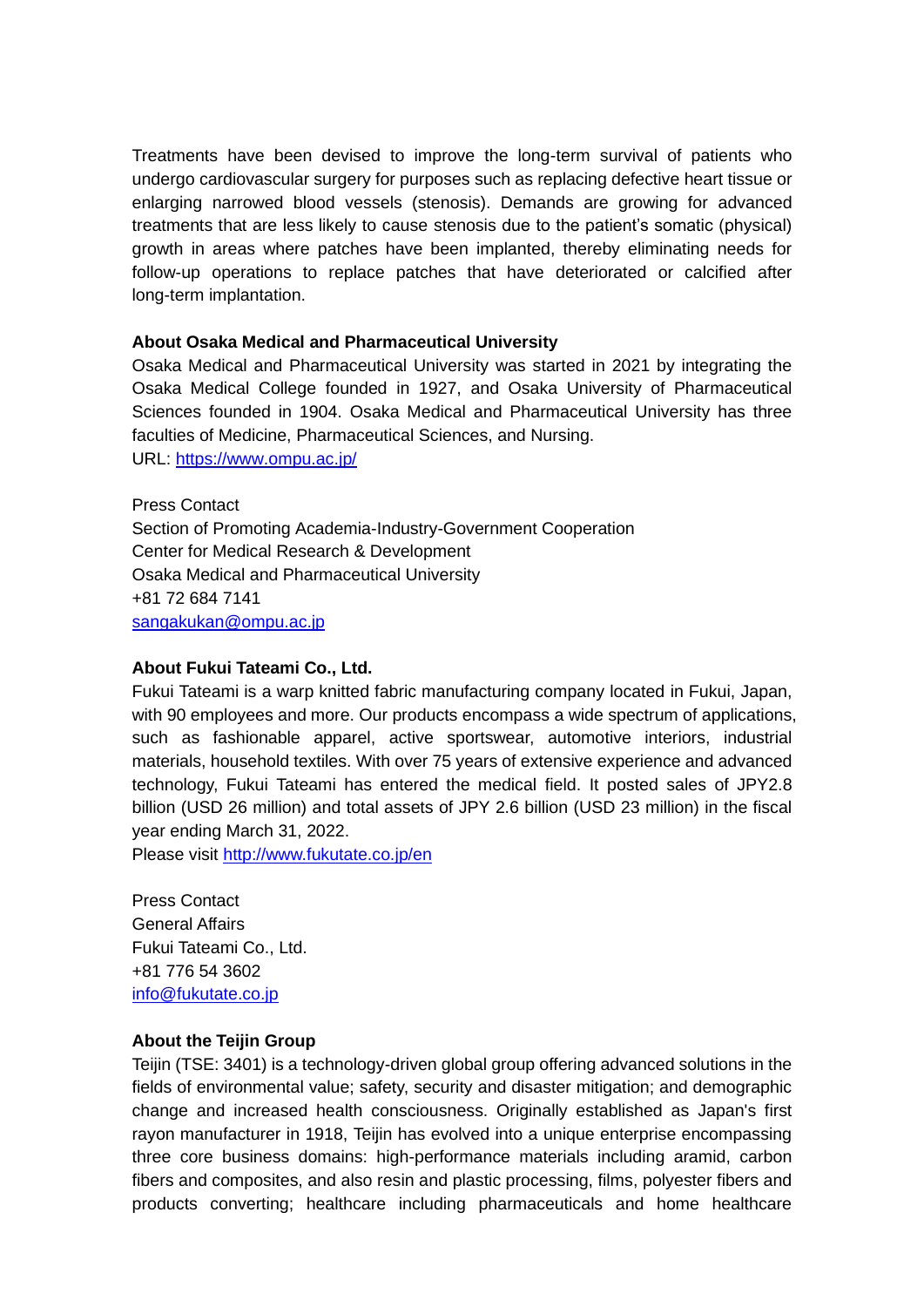Treatments have been devised to improve the long-term survival of patients who undergo cardiovascular surgery for purposes such as replacing defective heart tissue or enlarging narrowed blood vessels (stenosis). Demands are growing for advanced treatments that are less likely to cause stenosis due to the patient's somatic (physical) growth in areas where patches have been implanted, thereby eliminating needs for follow-up operations to replace patches that have deteriorated or calcified after long-term implantation.

**About Osaka Medical and Pharmaceutical University**

Osaka Medical and Pharmaceutical University was started in 2021 by integrating the Osaka Medical College founded in 1927, and Osaka University of Pharmaceutical Sciences founded in 1904. Osaka Medical and Pharmaceutical University has three faculties of Medicine, Pharmaceutical Sciences, and Nursing.
URL: [https://www.ompu.ac.jp/](https://www.ompu.ac.jp/)

Press Contact
Section of Promoting Academia-Industry-Government Cooperation
Center for Medical Research & Development
Osaka Medical and Pharmaceutical University
+81 72 684 7141
[sangakukan@ompu.ac.jp](mailto:sangakukan@ompu.ac.jp)

**About Fukui Tateami Co., Ltd.**

Fukui Tateami is a warp knitted fabric manufacturing company located in Fukui, Japan, with 90 employees and more. Our products encompass a wide spectrum of applications, such as fashionable apparel, active sportswear, automotive interiors, industrial materials, household textiles. With over 75 years of extensive experience and advanced technology, Fukui Tateami has entered the medical field. It posted sales of JPY2.8 billion (USD 26 million) and total assets of JPY 2.6 billion (USD 23 million) in the fiscal year ending March 31, 2022.
Please visit [http://www.fukutate.co.jp/en](http://www.fukutate.co.jp/en)

Press Contact
General Affairs
Fukui Tateami Co., Ltd.
+81 776 54 3602
[info@fukutate.co.jp](mailto:info@fukutate.co.jp)

**About the Teijin Group**

Teijin (TSE: 3401) is a technology-driven global group offering advanced solutions in the fields of environmental value; safety, security and disaster mitigation; and demographic change and increased health consciousness. Originally established as Japan's first rayon manufacturer in 1918, Teijin has evolved into a unique enterprise encompassing three core business domains: high-performance materials including aramid, carbon fibers and composites, and also resin and plastic processing, films, polyester fibers and products converting; healthcare including pharmaceuticals and home healthcare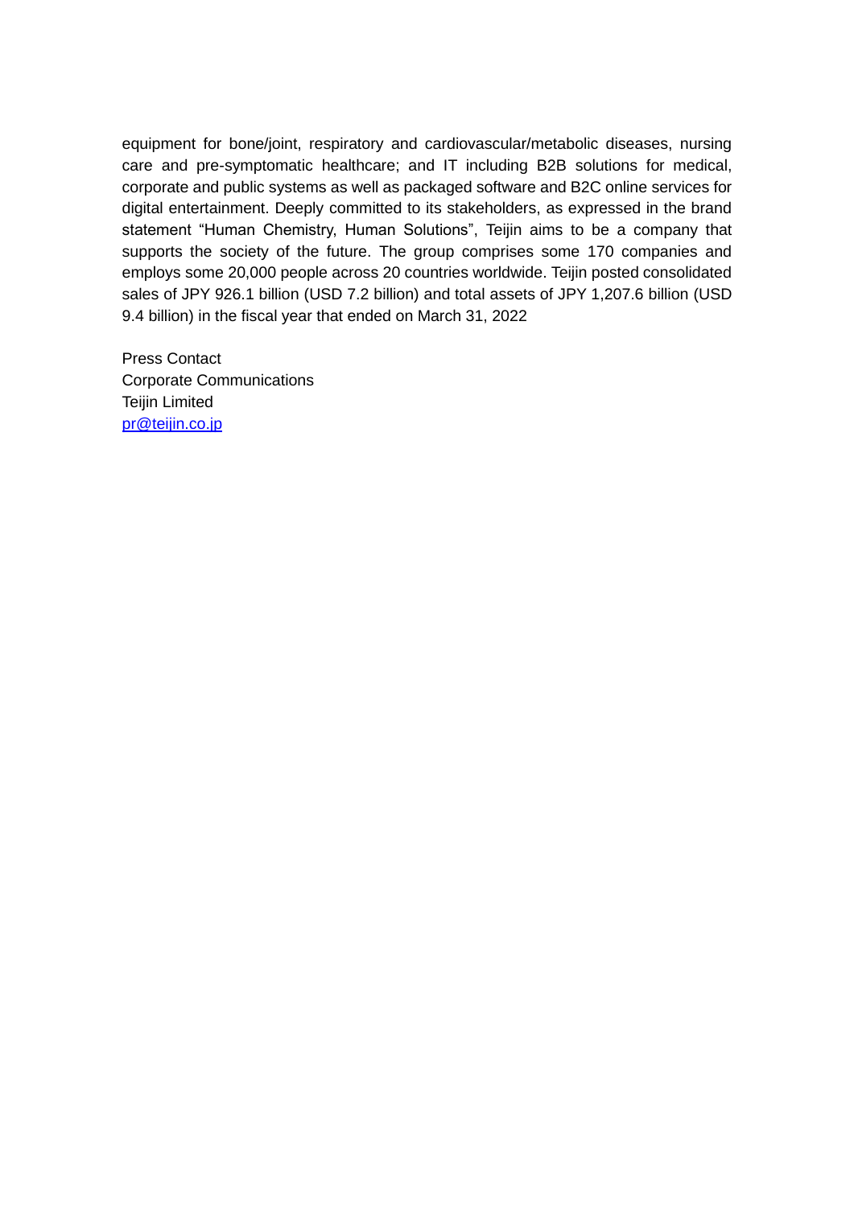equipment for bone/joint, respiratory and cardiovascular/metabolic diseases, nursing care and pre-symptomatic healthcare; and IT including B2B solutions for medical, corporate and public systems as well as packaged software and B2C online services for digital entertainment. Deeply committed to its stakeholders, as expressed in the brand statement "Human Chemistry, Human Solutions", Teijin aims to be a company that supports the society of the future. The group comprises some 170 companies and employs some 20,000 people across 20 countries worldwide. Teijin posted consolidated sales of JPY 926.1 billion (USD 7.2 billion) and total assets of JPY 1,207.6 billion (USD 9.4 billion) in the fiscal year that ended on March 31, 2022

Press Contact
Corporate Communications
Teijin Limited
pr@teijin.co.jp